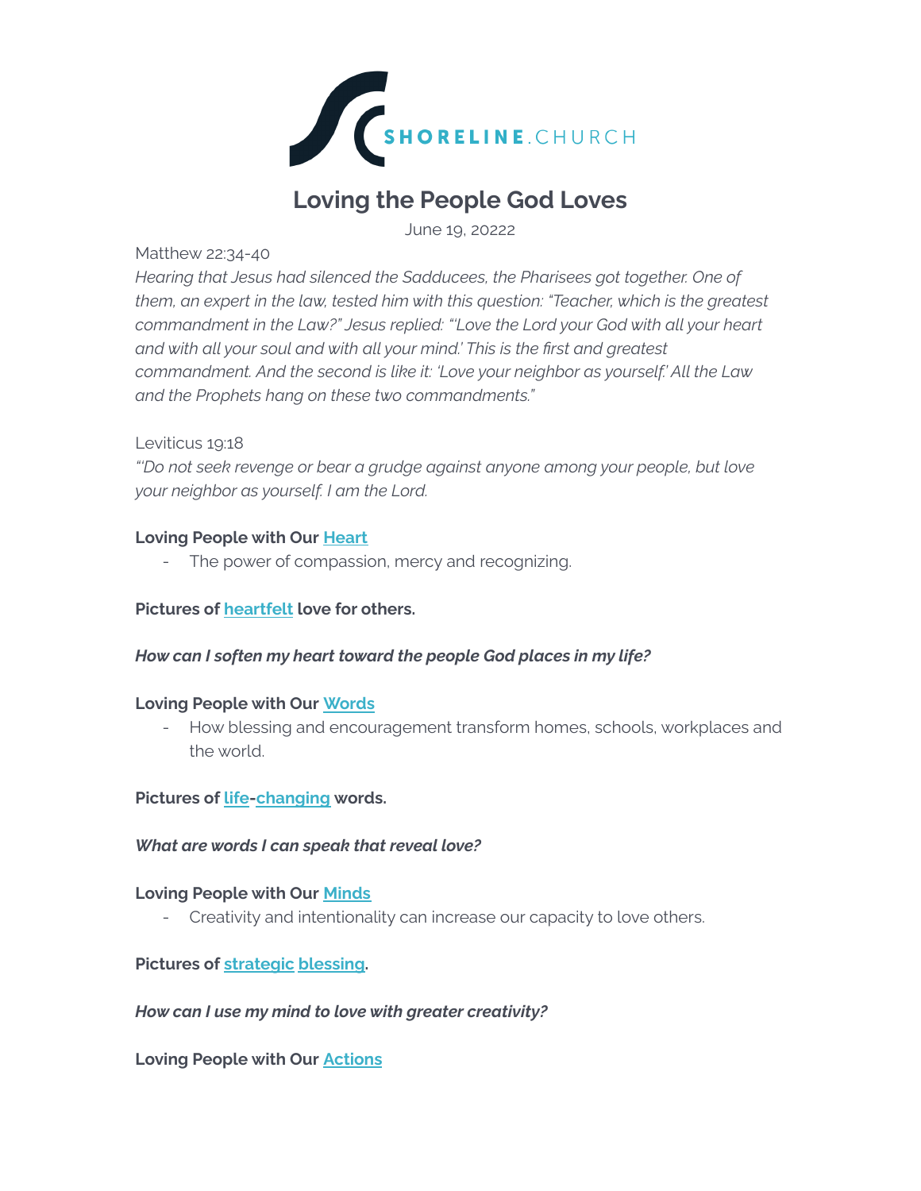SHORELINE.CHURCH

# Loving the People God Loves

June 19, 20222

Matthew 22:34-40

*Hearing that Jesus had silenced the Sadducees, the Pharisees got together. One of them, an expert in the law, tested him with this question: "Teacher, which is the greatest commandment in the Law?" Jesus replied: "'Love the Lord your God with all your heart and with all your soul and with all your mind.' This is the first and greatest commandment. And the second is like it: 'Love your neighbor as yourself.' All the Law and the Prophets hang on these two commandments."*

Leviticus 19:18

*"'Do not seek revenge or bear a grudge against anyone among your people, but love your neighbor as yourself. I am the Lord.*

**Loving People with Our Heart**

- The power of compassion, mercy and recognizing.

**Pictures of heartfelt love for others.**

***How can I soften my heart toward the people God places in my life?***

**Loving People with Our Words**

- How blessing and encouragement transform homes, schools, workplaces and the world.

**Pictures of life-changing words.**

***What are words I can speak that reveal love?***

**Loving People with Our Minds**

- Creativity and intentionality can increase our capacity to love others.

**Pictures of strategic blessing.**

***How can I use my mind to love with greater creativity?***

**Loving People with Our Actions**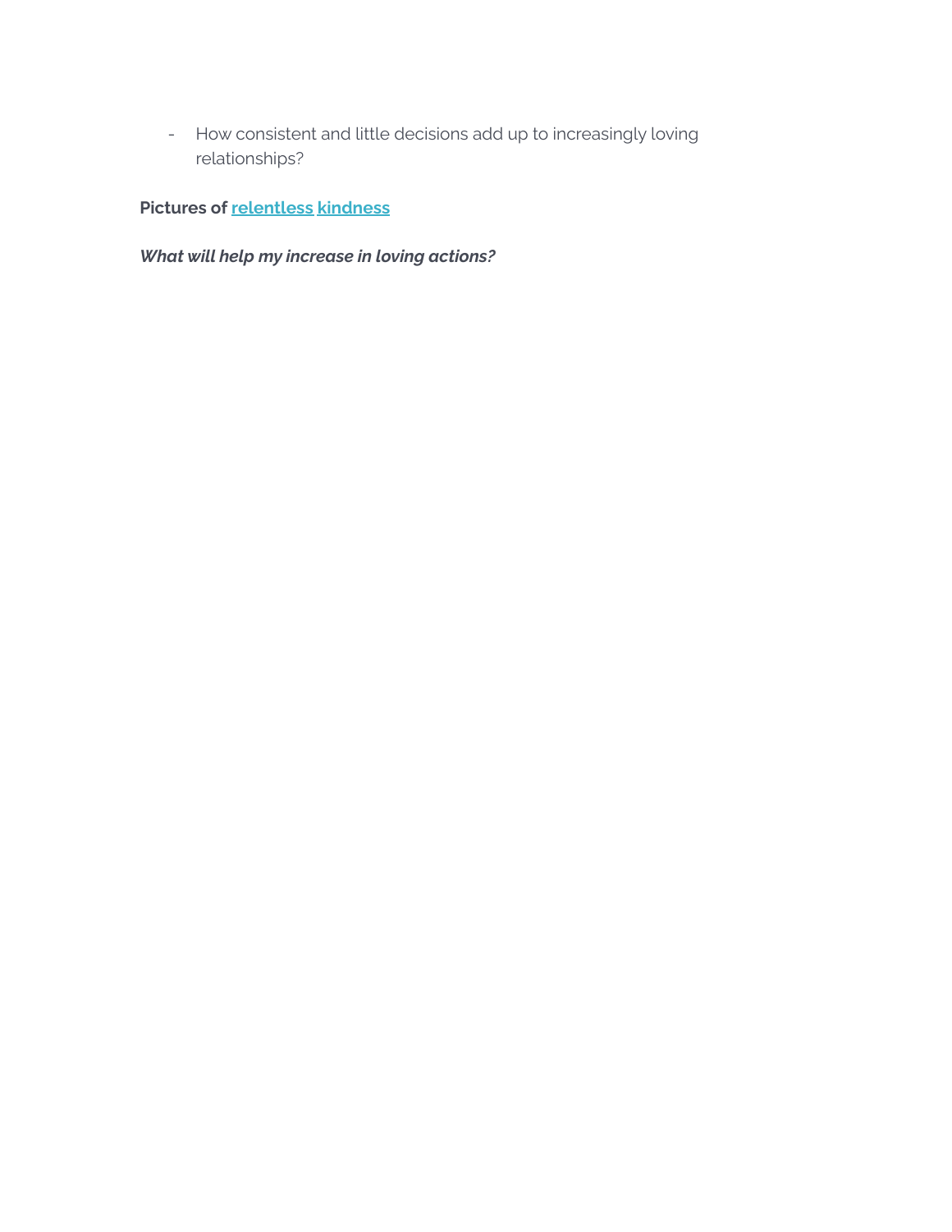- How consistent and little decisions add up to increasingly loving relationships?

**Pictures of relentless kindness**

***What will help my increase in loving actions?***